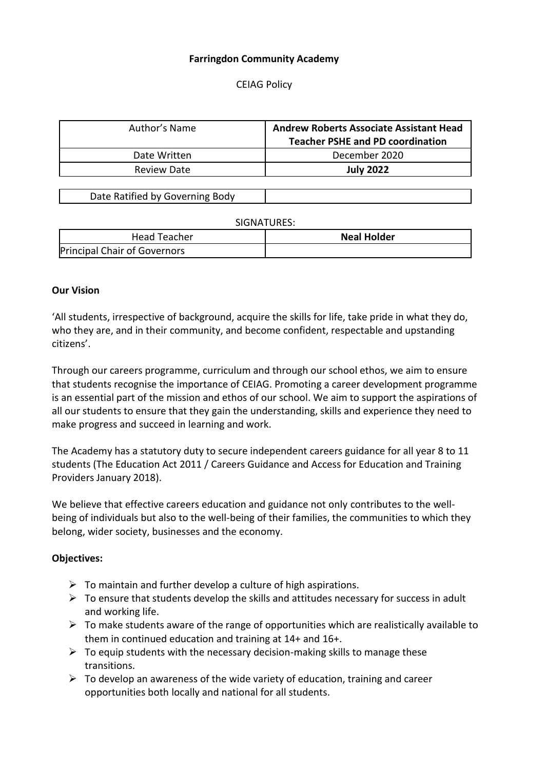**Farringdon Community Academy**

CEIAG Policy

| Author's Name | **Andrew Roberts Associate Assistant Head Teacher PSHE and PD coordination** |
| --- | --- |
| Date Written | December 2020 |
| Review Date | **July 2022** |

| Date Ratified by Governing Body | |
| --- | --- |

SIGNATURES:

| Head Teacher | **Neal Holder** |
| --- | --- |
| Principal Chair of Governors | |

**Our Vision**

'All students, irrespective of background, acquire the skills for life, take pride in what they do, who they are, and in their community, and become confident, respectable and upstanding citizens'.

Through our careers programme, curriculum and through our school ethos, we aim to ensure that students recognise the importance of CEIAG. Promoting a career development programme is an essential part of the mission and ethos of our school. We aim to support the aspirations of all our students to ensure that they gain the understanding, skills and experience they need to make progress and succeed in learning and work.

The Academy has a statutory duty to secure independent careers guidance for all year 8 to 11 students (The Education Act 2011 / Careers Guidance and Access for Education and Training Providers January 2018).

We believe that effective careers education and guidance not only contributes to the well-being of individuals but also to the well-being of their families, the communities to which they belong, wider society, businesses and the economy.

**Objectives:**

- To maintain and further develop a culture of high aspirations.
- To ensure that students develop the skills and attitudes necessary for success in adult and working life.
- To make students aware of the range of opportunities which are realistically available to them in continued education and training at 14+ and 16+.
- To equip students with the necessary decision-making skills to manage these transitions.
- To develop an awareness of the wide variety of education, training and career opportunities both locally and national for all students.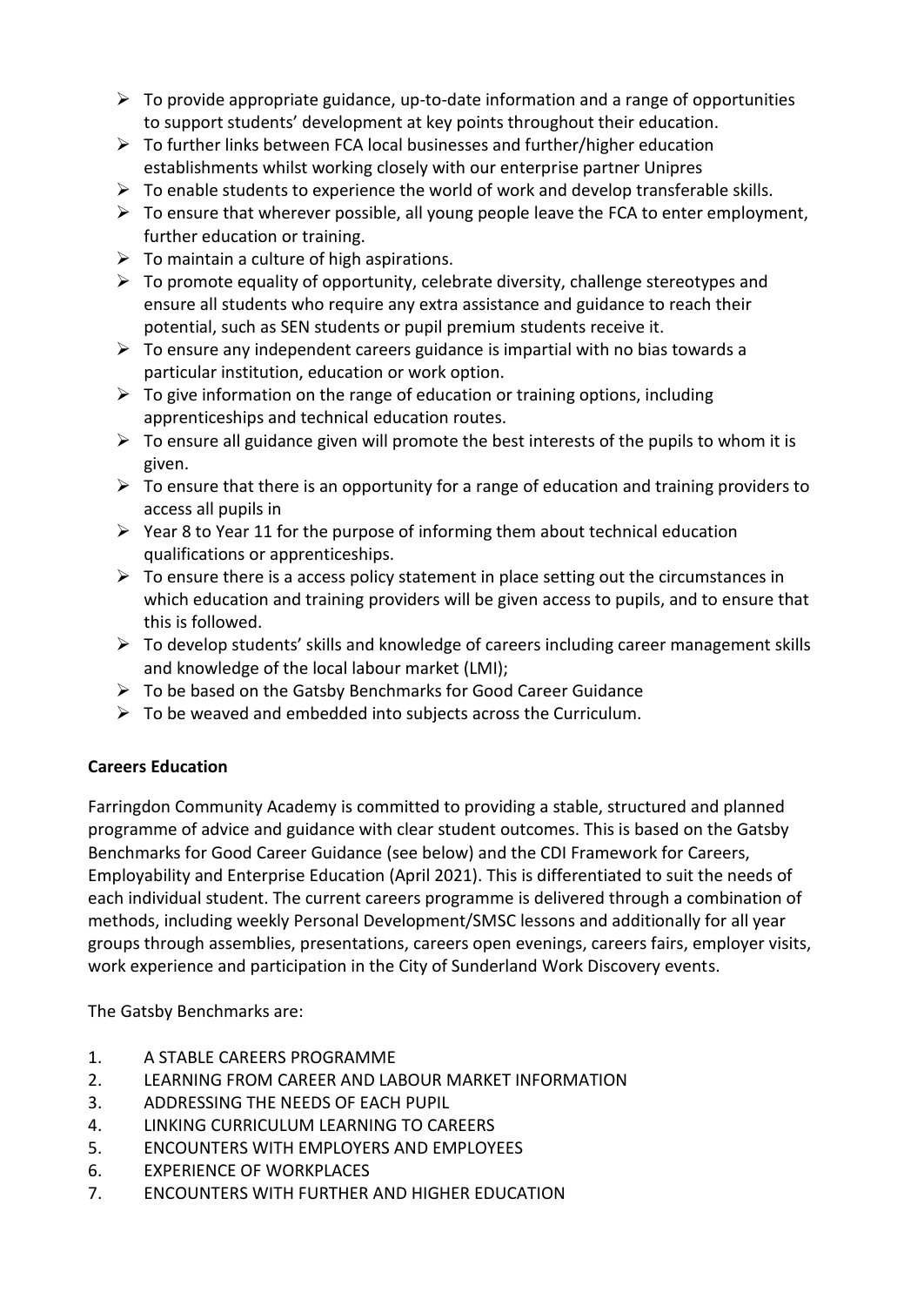- To provide appropriate guidance, up-to-date information and a range of opportunities to support students' development at key points throughout their education.
- To further links between FCA local businesses and further/higher education establishments whilst working closely with our enterprise partner Unipres
- To enable students to experience the world of work and develop transferable skills.
- To ensure that wherever possible, all young people leave the FCA to enter employment, further education or training.
- To maintain a culture of high aspirations.
- To promote equality of opportunity, celebrate diversity, challenge stereotypes and ensure all students who require any extra assistance and guidance to reach their potential, such as SEN students or pupil premium students receive it.
- To ensure any independent careers guidance is impartial with no bias towards a particular institution, education or work option.
- To give information on the range of education or training options, including apprenticeships and technical education routes.
- To ensure all guidance given will promote the best interests of the pupils to whom it is given.
- To ensure that there is an opportunity for a range of education and training providers to access all pupils in
- Year 8 to Year 11 for the purpose of informing them about technical education qualifications or apprenticeships.
- To ensure there is a access policy statement in place setting out the circumstances in which education and training providers will be given access to pupils, and to ensure that this is followed.
- To develop students' skills and knowledge of careers including career management skills and knowledge of the local labour market (LMI);
- To be based on the Gatsby Benchmarks for Good Career Guidance
- To be weaved and embedded into subjects across the Curriculum.

**Careers Education**

Farringdon Community Academy is committed to providing a stable, structured and planned programme of advice and guidance with clear student outcomes. This is based on the Gatsby Benchmarks for Good Career Guidance (see below) and the CDI Framework for Careers, Employability and Enterprise Education (April 2021). This is differentiated to suit the needs of each individual student. The current careers programme is delivered through a combination of methods, including weekly Personal Development/SMSC lessons and additionally for all year groups through assemblies, presentations, careers open evenings, careers fairs, employer visits, work experience and participation in the City of Sunderland Work Discovery events.

The Gatsby Benchmarks are:

1. A STABLE CAREERS PROGRAMME
2. LEARNING FROM CAREER AND LABOUR MARKET INFORMATION
3. ADDRESSING THE NEEDS OF EACH PUPIL
4. LINKING CURRICULUM LEARNING TO CAREERS
5. ENCOUNTERS WITH EMPLOYERS AND EMPLOYEES
6. EXPERIENCE OF WORKPLACES
7. ENCOUNTERS WITH FURTHER AND HIGHER EDUCATION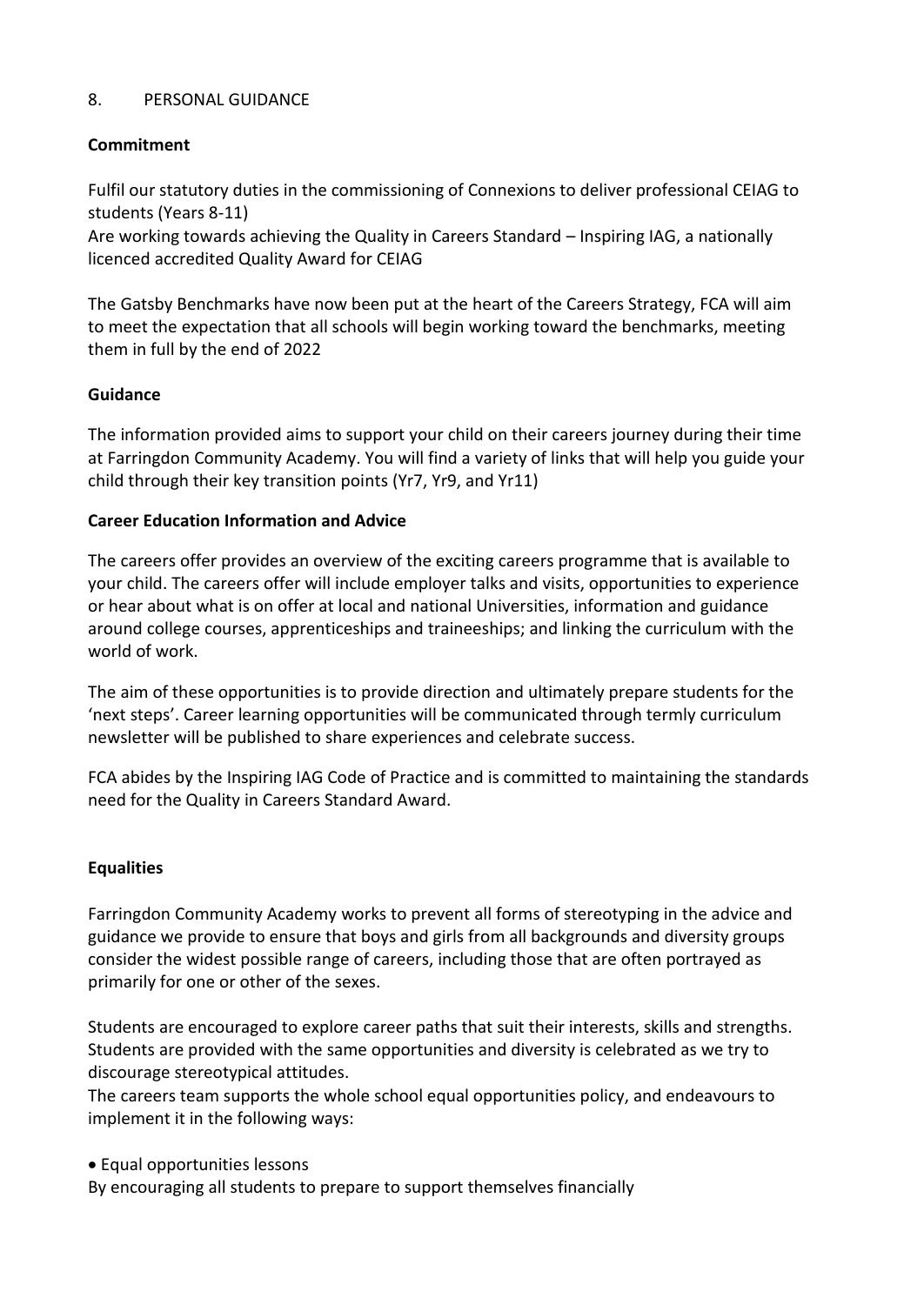## 8. PERSONAL GUIDANCE

### Commitment

Fulfil our statutory duties in the commissioning of Connexions to deliver professional CEIAG to students (Years 8-11)
Are working towards achieving the Quality in Careers Standard – Inspiring IAG, a nationally licenced accredited Quality Award for CEIAG

The Gatsby Benchmarks have now been put at the heart of the Careers Strategy, FCA will aim to meet the expectation that all schools will begin working toward the benchmarks, meeting them in full by the end of 2022

### Guidance

The information provided aims to support your child on their careers journey during their time at Farringdon Community Academy. You will find a variety of links that will help you guide your child through their key transition points (Yr7, Yr9, and Yr11)

### Career Education Information and Advice

The careers offer provides an overview of the exciting careers programme that is available to your child. The careers offer will include employer talks and visits, opportunities to experience or hear about what is on offer at local and national Universities, information and guidance around college courses, apprenticeships and traineeships; and linking the curriculum with the world of work.

The aim of these opportunities is to provide direction and ultimately prepare students for the 'next steps'. Career learning opportunities will be communicated through termly curriculum newsletter will be published to share experiences and celebrate success.

FCA abides by the Inspiring IAG Code of Practice and is committed to maintaining the standards need for the Quality in Careers Standard Award.

### Equalities

Farringdon Community Academy works to prevent all forms of stereotyping in the advice and guidance we provide to ensure that boys and girls from all backgrounds and diversity groups consider the widest possible range of careers, including those that are often portrayed as primarily for one or other of the sexes.

Students are encouraged to explore career paths that suit their interests, skills and strengths. Students are provided with the same opportunities and diversity is celebrated as we try to discourage stereotypical attitudes.
The careers team supports the whole school equal opportunities policy, and endeavours to implement it in the following ways:

- Equal opportunities lessons

By encouraging all students to prepare to support themselves financially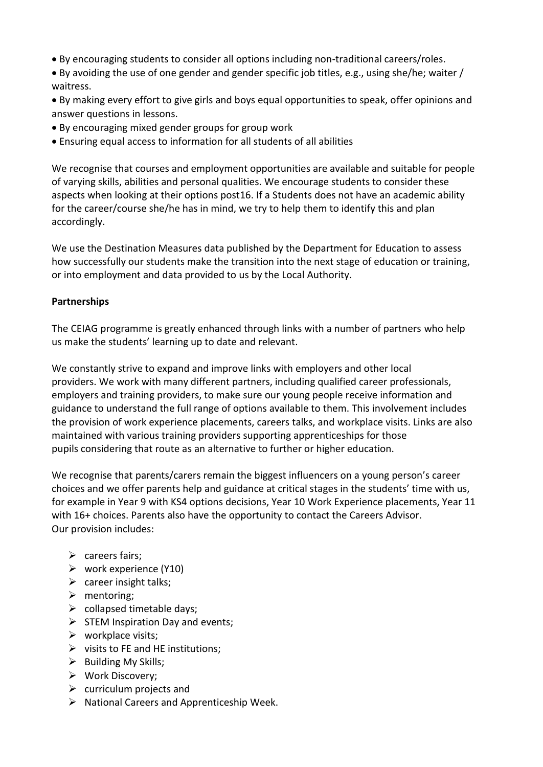- By encouraging students to consider all options including non-traditional careers/roles.
- By avoiding the use of one gender and gender specific job titles, e.g., using she/he; waiter / waitress.
- By making every effort to give girls and boys equal opportunities to speak, offer opinions and answer questions in lessons.
- By encouraging mixed gender groups for group work
- Ensuring equal access to information for all students of all abilities

We recognise that courses and employment opportunities are available and suitable for people of varying skills, abilities and personal qualities. We encourage students to consider these aspects when looking at their options post16. If a Students does not have an academic ability for the career/course she/he has in mind, we try to help them to identify this and plan accordingly.

We use the Destination Measures data published by the Department for Education to assess how successfully our students make the transition into the next stage of education or training, or into employment and data provided to us by the Local Authority.

**Partnerships**

The CEIAG programme is greatly enhanced through links with a number of partners who help us make the students' learning up to date and relevant.

We constantly strive to expand and improve links with employers and other local providers. We work with many different partners, including qualified career professionals, employers and training providers, to make sure our young people receive information and guidance to understand the full range of options available to them. This involvement includes the provision of work experience placements, careers talks, and workplace visits. Links are also maintained with various training providers supporting apprenticeships for those pupils considering that route as an alternative to further or higher education.

We recognise that parents/carers remain the biggest influencers on a young person's career choices and we offer parents help and guidance at critical stages in the students' time with us, for example in Year 9 with KS4 options decisions, Year 10 Work Experience placements, Year 11 with 16+ choices. Parents also have the opportunity to contact the Careers Advisor.
Our provision includes:

- careers fairs;
- work experience (Y10)
- career insight talks;
- mentoring;
- collapsed timetable days;
- STEM Inspiration Day and events;
- workplace visits;
- visits to FE and HE institutions;
- Building My Skills;
- Work Discovery;
- curriculum projects and
- National Careers and Apprenticeship Week.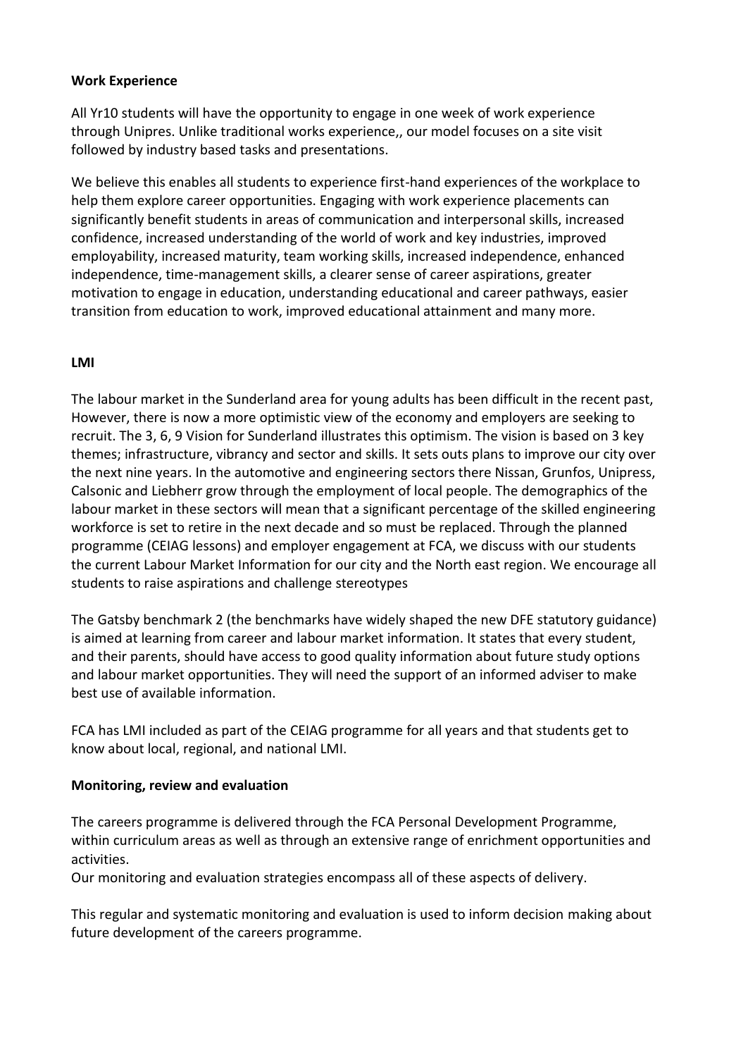**Work Experience**

All Yr10 students will have the opportunity to engage in one week of work experience through Unipres. Unlike traditional works experience,, our model focuses on a site visit followed by industry based tasks and presentations.

We believe this enables all students to experience first-hand experiences of the workplace to help them explore career opportunities. Engaging with work experience placements can significantly benefit students in areas of communication and interpersonal skills, increased confidence, increased understanding of the world of work and key industries, improved employability, increased maturity, team working skills, increased independence, enhanced independence, time-management skills, a clearer sense of career aspirations, greater motivation to engage in education, understanding educational and career pathways, easier transition from education to work, improved educational attainment and many more.

**LMI**

The labour market in the Sunderland area for young adults has been difficult in the recent past, However, there is now a more optimistic view of the economy and employers are seeking to recruit. The 3, 6, 9 Vision for Sunderland illustrates this optimism. The vision is based on 3 key themes; infrastructure, vibrancy and sector and skills. It sets outs plans to improve our city over the next nine years. In the automotive and engineering sectors there Nissan, Grunfos, Unipress, Calsonic and Liebherr grow through the employment of local people. The demographics of the labour market in these sectors will mean that a significant percentage of the skilled engineering workforce is set to retire in the next decade and so must be replaced. Through the planned programme (CEIAG lessons) and employer engagement at FCA, we discuss with our students the current Labour Market Information for our city and the North east region. We encourage all students to raise aspirations and challenge stereotypes

The Gatsby benchmark 2 (the benchmarks have widely shaped the new DFE statutory guidance) is aimed at learning from career and labour market information. It states that every student, and their parents, should have access to good quality information about future study options and labour market opportunities. They will need the support of an informed adviser to make best use of available information.

FCA has LMI included as part of the CEIAG programme for all years and that students get to know about local, regional, and national LMI.

**Monitoring, review and evaluation**

The careers programme is delivered through the FCA Personal Development Programme, within curriculum areas as well as through an extensive range of enrichment opportunities and activities.

Our monitoring and evaluation strategies encompass all of these aspects of delivery.

This regular and systematic monitoring and evaluation is used to inform decision making about future development of the careers programme.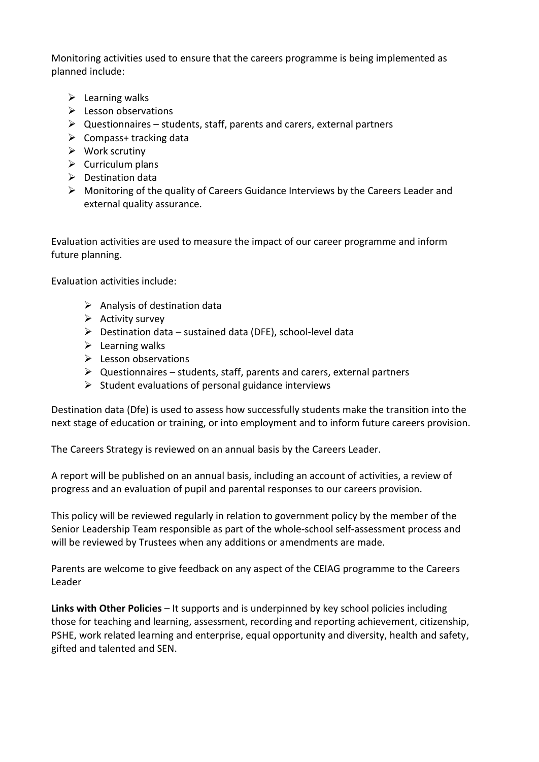Monitoring activities used to ensure that the careers programme is being implemented as planned include:

- Learning walks
- Lesson observations
- Questionnaires – students, staff, parents and carers, external partners
- Compass+ tracking data
- Work scrutiny
- Curriculum plans
- Destination data
- Monitoring of the quality of Careers Guidance Interviews by the Careers Leader and external quality assurance.

Evaluation activities are used to measure the impact of our career programme and inform future planning.

Evaluation activities include:

- Analysis of destination data
- Activity survey
- Destination data – sustained data (DFE), school-level data
- Learning walks
- Lesson observations
- Questionnaires – students, staff, parents and carers, external partners
- Student evaluations of personal guidance interviews

Destination data (Dfe) is used to assess how successfully students make the transition into the next stage of education or training, or into employment and to inform future careers provision.

The Careers Strategy is reviewed on an annual basis by the Careers Leader.

A report will be published on an annual basis, including an account of activities, a review of progress and an evaluation of pupil and parental responses to our careers provision.

This policy will be reviewed regularly in relation to government policy by the member of the Senior Leadership Team responsible as part of the whole-school self-assessment process and will be reviewed by Trustees when any additions or amendments are made.

Parents are welcome to give feedback on any aspect of the CEIAG programme to the Careers Leader

**Links with Other Policies** – It supports and is underpinned by key school policies including those for teaching and learning, assessment, recording and reporting achievement, citizenship, PSHE, work related learning and enterprise, equal opportunity and diversity, health and safety, gifted and talented and SEN.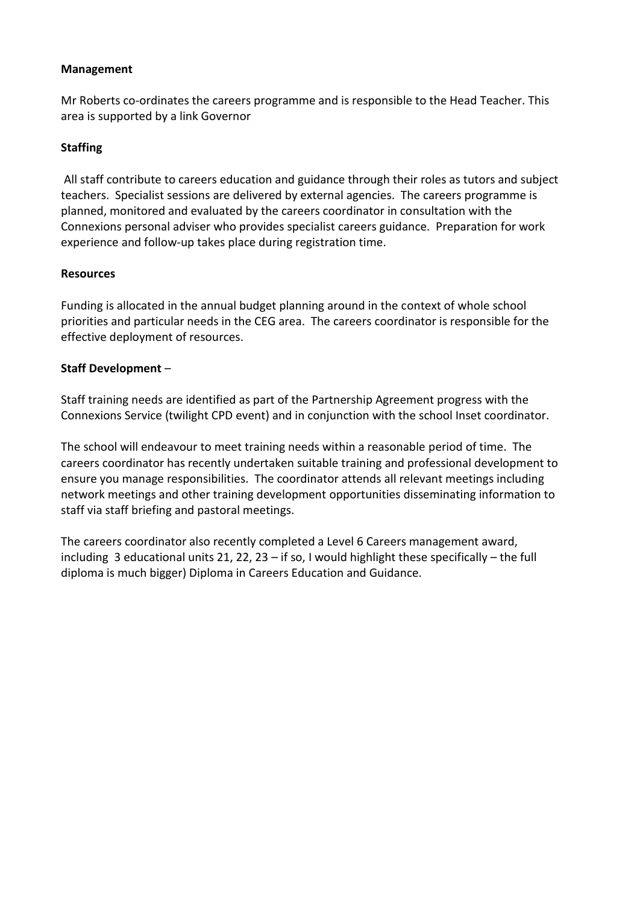**Management**

Mr Roberts co-ordinates the careers programme and is responsible to the Head Teacher. This area is supported by a link Governor

**Staffing**

All staff contribute to careers education and guidance through their roles as tutors and subject teachers. Specialist sessions are delivered by external agencies. The careers programme is planned, monitored and evaluated by the careers coordinator in consultation with the Connexions personal adviser who provides specialist careers guidance. Preparation for work experience and follow-up takes place during registration time.

**Resources**

Funding is allocated in the annual budget planning around in the context of whole school priorities and particular needs in the CEG area. The careers coordinator is responsible for the effective deployment of resources.

**Staff Development** –

Staff training needs are identified as part of the Partnership Agreement progress with the Connexions Service (twilight CPD event) and in conjunction with the school Inset coordinator.

The school will endeavour to meet training needs within a reasonable period of time. The careers coordinator has recently undertaken suitable training and professional development to ensure you manage responsibilities. The coordinator attends all relevant meetings including network meetings and other training development opportunities disseminating information to staff via staff briefing and pastoral meetings.

The careers coordinator also recently completed a Level 6 Careers management award, including 3 educational units 21, 22, 23 – if so, I would highlight these specifically – the full diploma is much bigger) Diploma in Careers Education and Guidance.